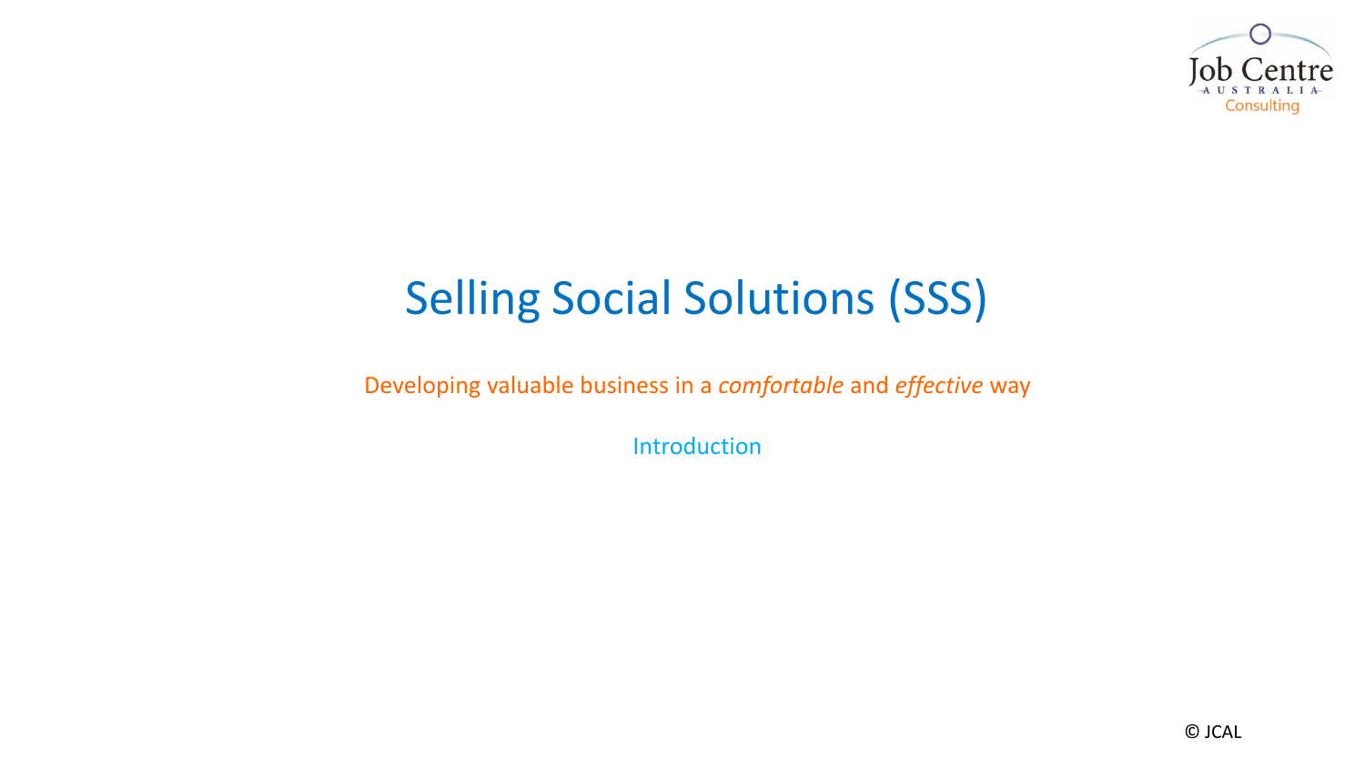Job Centre AUSTRALIA Consulting

# Selling Social Solutions (SSS)

Developing valuable business in a *comfortable* and *effective* way

Introduction

© JCAL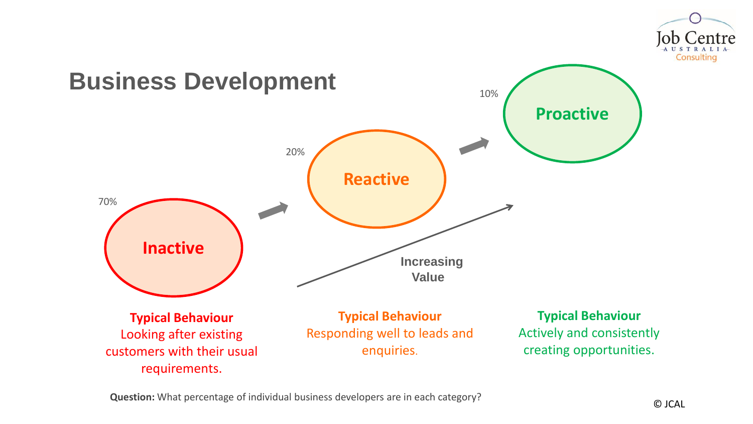# Business Development

70%

**Inactive**

20%

**Reactive**

10%

**Proactive**

Increasing Value

**Typical Behaviour**
Looking after existing customers with their usual requirements.

**Typical Behaviour**
Responding well to leads and enquiries.

**Typical Behaviour**
Actively and consistently creating opportunities.

**Question:** What percentage of individual business developers are in each category?

© JCAL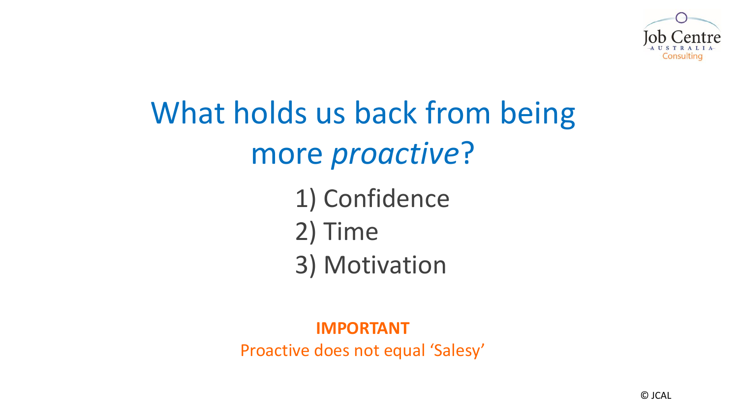# What holds us back from being more *proactive*?

1) Confidence
2) Time
3) Motivation

**IMPORTANT**

Proactive does not equal 'Salesy'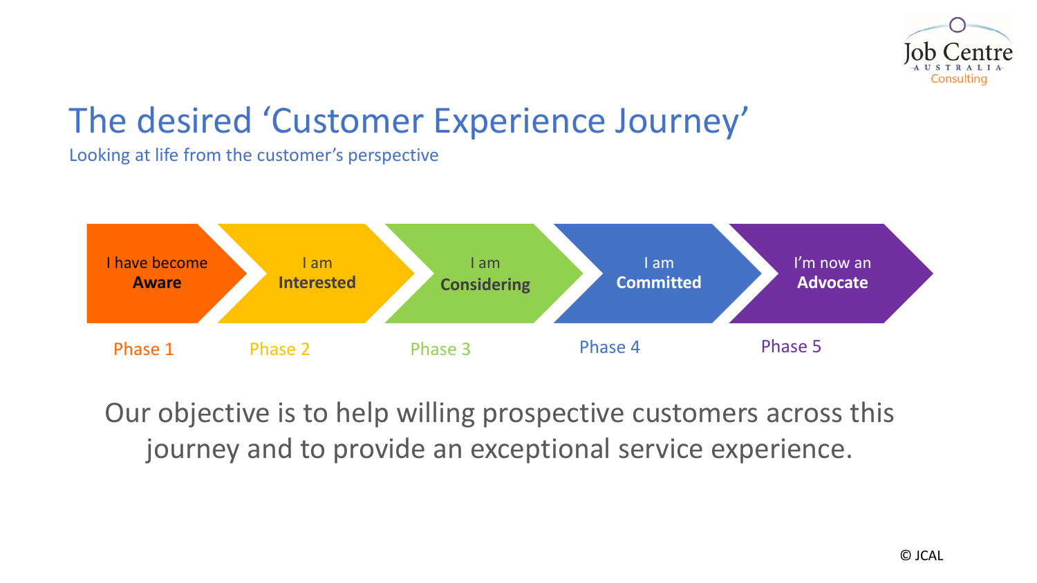# The desired 'Customer Experience Journey'

Looking at life from the customer's perspective

| Phase 1 | Phase 2 | Phase 3 | Phase 4 | Phase 5 |
|---|---|---|---|---|
| I have become **Aware** | I am **Interested** | I am **Considering** | I am **Committed** | I'm now an **Advocate** |

Our objective is to help willing prospective customers across this journey and to provide an exceptional service experience.

© JCAL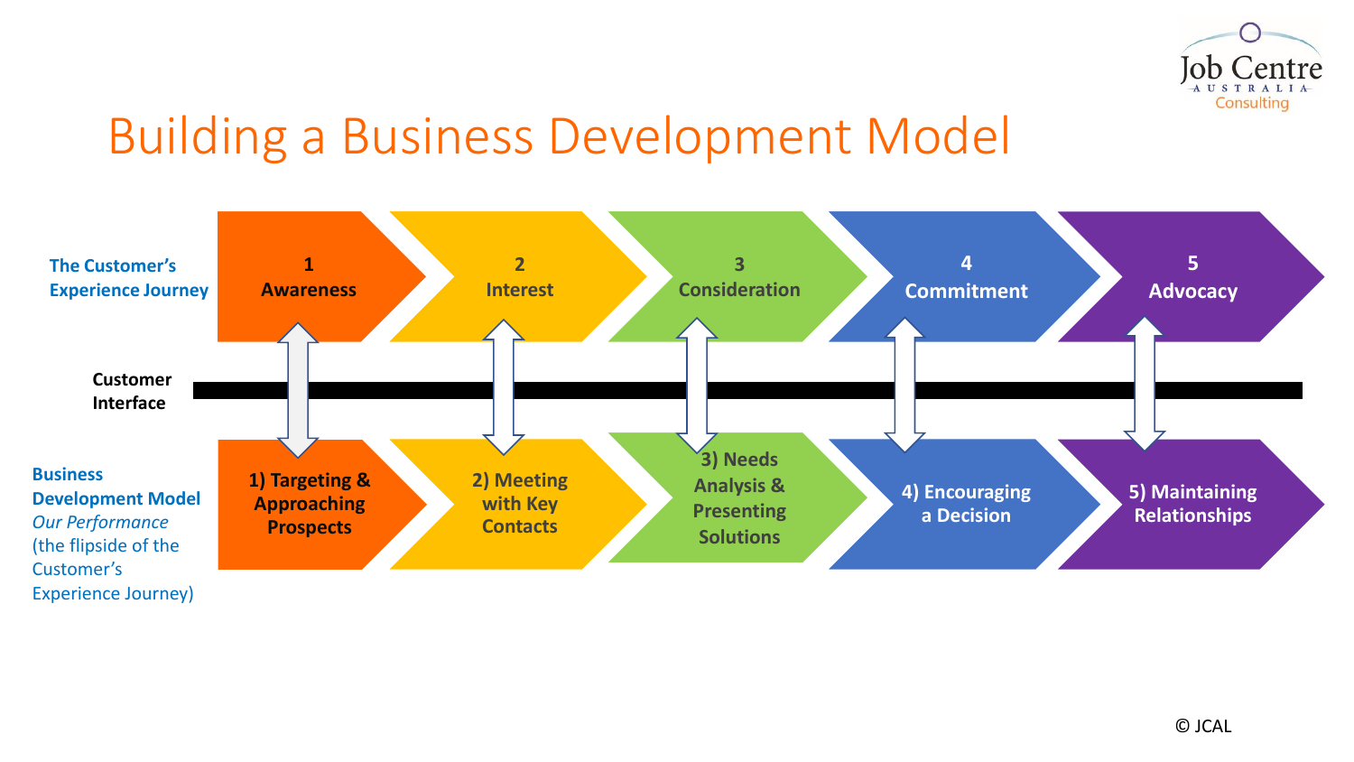# Building a Business Development Model

Job Centre AUSTRALIA Consulting

| | 1 | 2 | 3 | 4 | 5 |
|---|---|---|---|---|---|
| **The Customer's Experience Journey** | **Awareness** | **Interest** | **Consideration** | **Commitment** | **Advocacy** |
| **Customer Interface** | ⇕ | ⇕ | ⇕ | ⇕ | ⇕ |
| **Business Development Model** *Our Performance* (the flipside of the Customer's Experience Journey) | **1) Targeting & Approaching Prospects** | **2) Meeting with Key Contacts** | **3) Needs Analysis & Presenting Solutions** | **4) Encouraging a Decision** | **5) Maintaining Relationships** |

© JCAL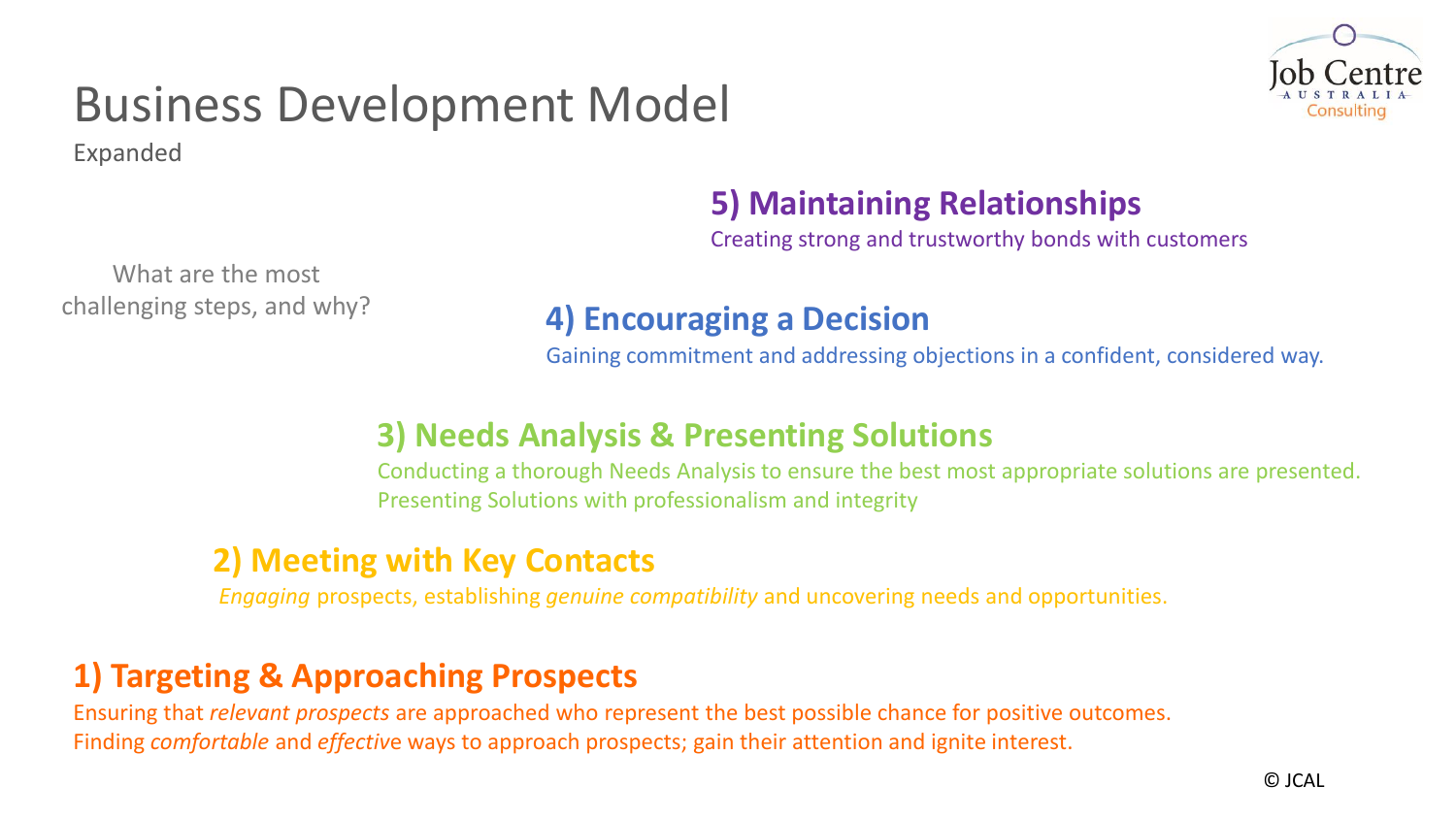# Business Development Model

Expanded

What are the most challenging steps, and why?

### 5) Maintaining Relationships

Creating strong and trustworthy bonds with customers

### 4) Encouraging a Decision

Gaining commitment and addressing objections in a confident, considered way.

### 3) Needs Analysis & Presenting Solutions

Conducting a thorough Needs Analysis to ensure the best most appropriate solutions are presented.
Presenting Solutions with professionalism and integrity

### 2) Meeting with Key Contacts

*Engaging* prospects, establishing *genuine compatibility* and uncovering needs and opportunities.

### 1) Targeting & Approaching Prospects

Ensuring that *relevant prospects* are approached who represent the best possible chance for positive outcomes.
Finding *comfortable* and *effective* ways to approach prospects; gain their attention and ignite interest.

© JCAL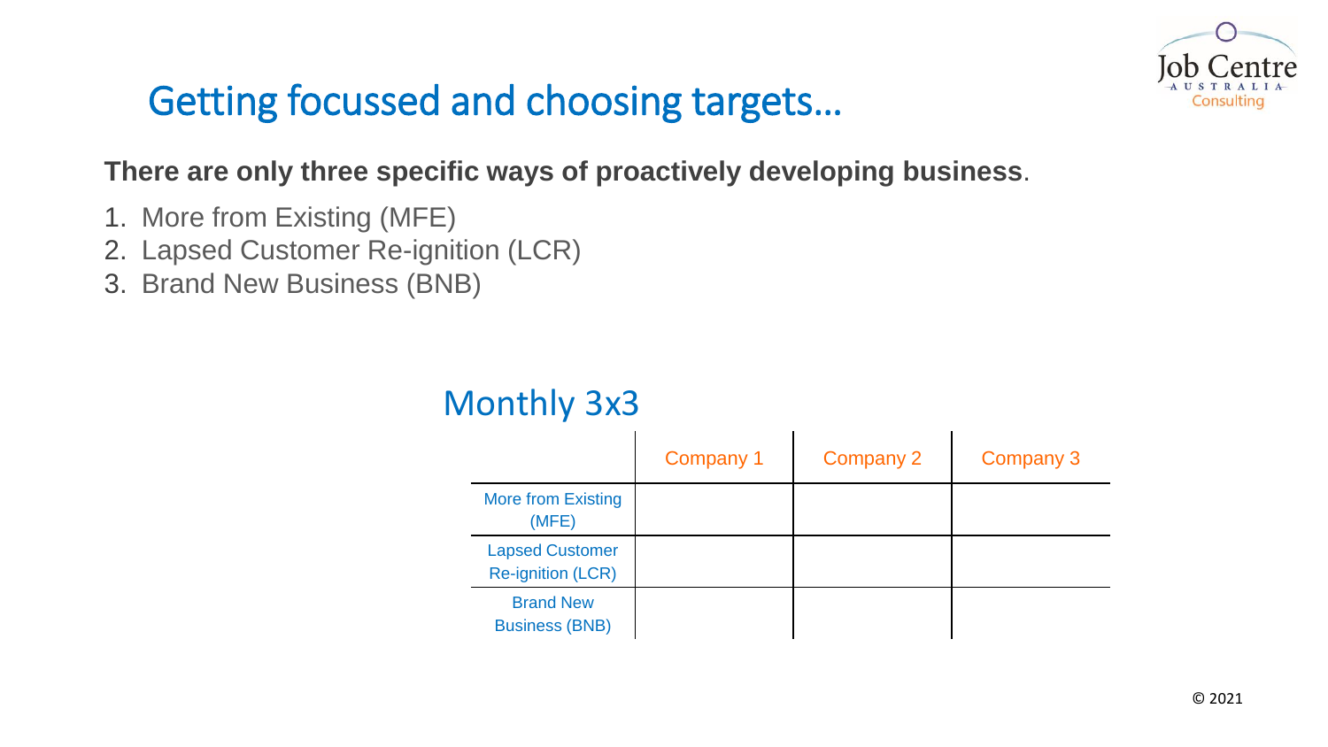# Getting focussed and choosing targets…

**There are only three specific ways of proactively developing business**.

1. More from Existing (MFE)
2. Lapsed Customer Re-ignition (LCR)
3. Brand New Business (BNB)

## Monthly 3x3

| | Company 1 | Company 2 | Company 3 |
|---|---|---|---|
| More from Existing (MFE) | | | |
| Lapsed Customer Re-ignition (LCR) | | | |
| Brand New Business (BNB) | | | |

© 2021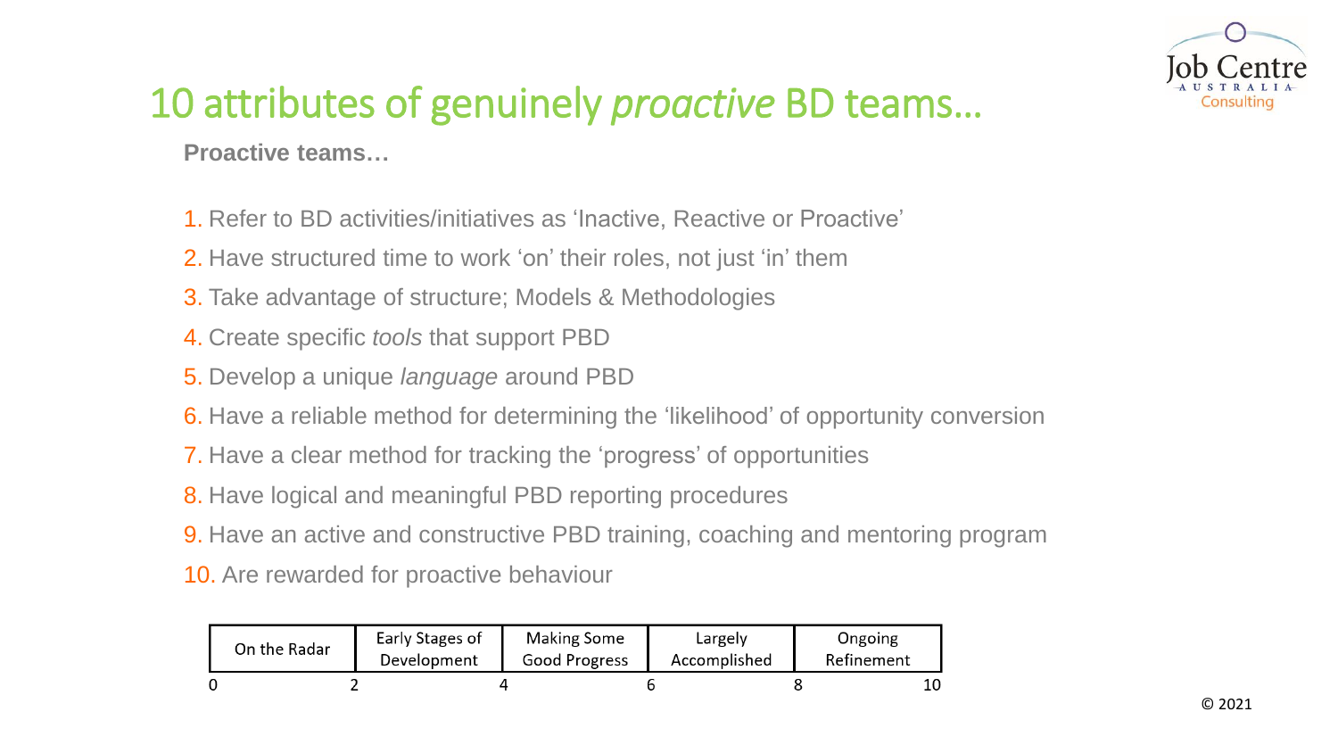# 10 attributes of genuinely *proactive* BD teams…

**Proactive teams…**

1. Refer to BD activities/initiatives as 'Inactive, Reactive or Proactive'
2. Have structured time to work 'on' their roles, not just 'in' them
3. Take advantage of structure; Models & Methodologies
4. Create specific *tools* that support PBD
5. Develop a unique *language* around PBD
6. Have a reliable method for determining the 'likelihood' of opportunity conversion
7. Have a clear method for tracking the 'progress' of opportunities
8. Have logical and meaningful PBD reporting procedures
9. Have an active and constructive PBD training, coaching and mentoring program
10. Are rewarded for proactive behaviour

| On the Radar | Early Stages of Development | Making Some Good Progress | Largely Accomplished | Ongoing Refinement |
|---|---|---|---|---|
| 0–2 | 2–4 | 4–6 | 6–8 | 8–10 |

© 2021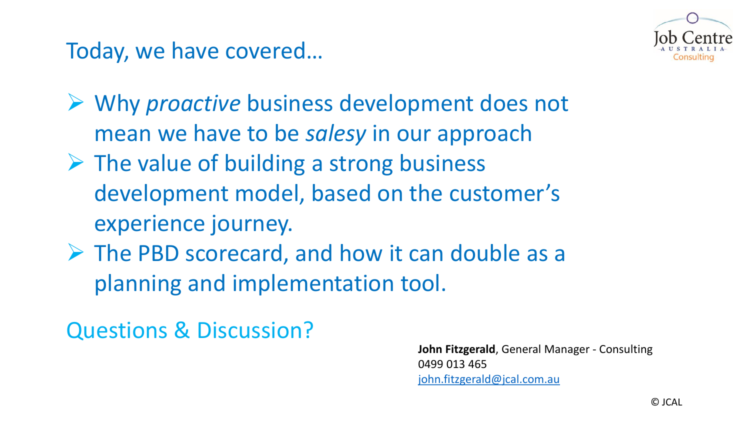## Today, we have covered…

- Why *proactive* business development does not mean we have to be *salesy* in our approach
- The value of building a strong business development model, based on the customer's experience journey.
- The PBD scorecard, and how it can double as a planning and implementation tool.

## Questions & Discussion?

**John Fitzgerald**, General Manager - Consulting
0499 013 465
john.fitzgerald@jcal.com.au

© JCAL